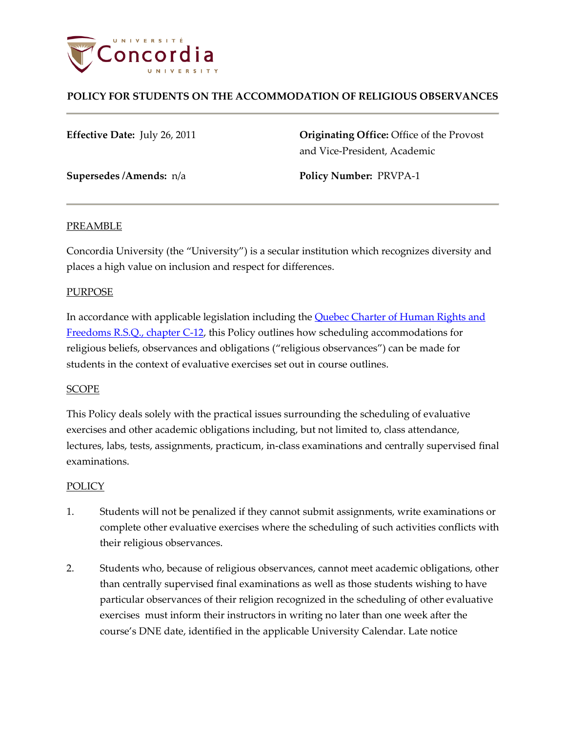# POLICY FOR STUDENTS ON THE ACCOMMODATION OF RELIGIOUS OBSERVANCES

**Effective Date:** July 26, 2011

**Originating Office:** Office of the Provost and Vice-President, Academic

**Supersedes /Amends:** n/a

**Policy Number:** PRVPA-1

## PREAMBLE

Concordia University (the "University") is a secular institution which recognizes diversity and places a high value on inclusion and respect for differences.

## PURPOSE

In accordance with applicable legislation including the Quebec Charter of Human Rights and Freedoms R.S.Q., chapter C-12, this Policy outlines how scheduling accommodations for religious beliefs, observances and obligations ("religious observances") can be made for students in the context of evaluative exercises set out in course outlines.

## SCOPE

This Policy deals solely with the practical issues surrounding the scheduling of evaluative exercises and other academic obligations including, but not limited to, class attendance, lectures, labs, tests, assignments, practicum, in-class examinations and centrally supervised final examinations.

## POLICY

1. Students will not be penalized if they cannot submit assignments, write examinations or complete other evaluative exercises where the scheduling of such activities conflicts with their religious observances.

2. Students who, because of religious observances, cannot meet academic obligations, other than centrally supervised final examinations as well as those students wishing to have particular observances of their religion recognized in the scheduling of other evaluative exercises must inform their instructors in writing no later than one week after the course's DNE date, identified in the applicable University Calendar. Late notice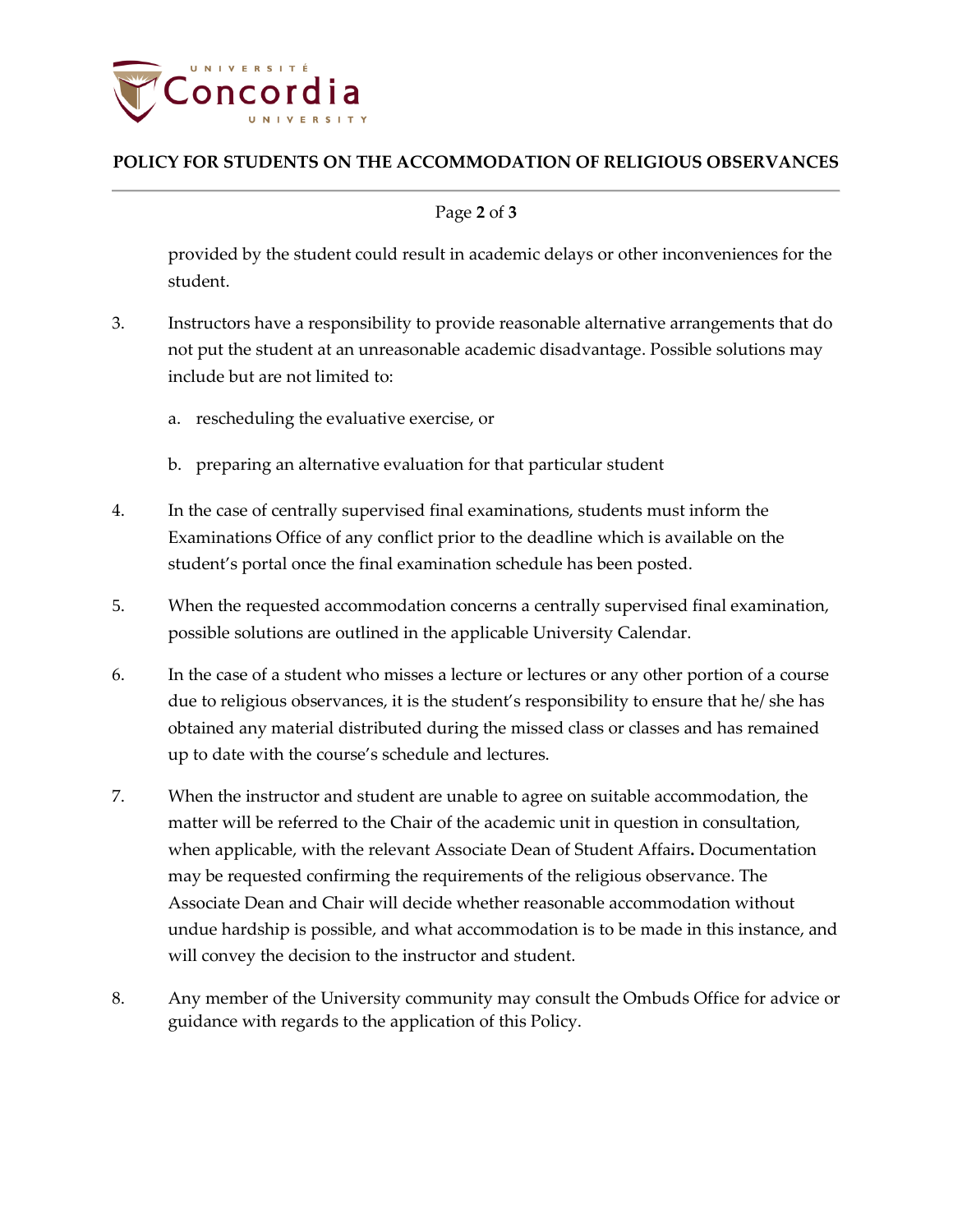provided by the student could result in academic delays or other inconveniences for the student.

3. Instructors have a responsibility to provide reasonable alternative arrangements that do not put the student at an unreasonable academic disadvantage. Possible solutions may include but are not limited to:

   a. rescheduling the evaluative exercise, or

   b. preparing an alternative evaluation for that particular student

4. In the case of centrally supervised final examinations, students must inform the Examinations Office of any conflict prior to the deadline which is available on the student's portal once the final examination schedule has been posted.

5. When the requested accommodation concerns a centrally supervised final examination, possible solutions are outlined in the applicable University Calendar.

6. In the case of a student who misses a lecture or lectures or any other portion of a course due to religious observances, it is the student's responsibility to ensure that he/ she has obtained any material distributed during the missed class or classes and has remained up to date with the course's schedule and lectures.

7. When the instructor and student are unable to agree on suitable accommodation, the matter will be referred to the Chair of the academic unit in question in consultation, when applicable, with the relevant Associate Dean of Student Affairs**.** Documentation may be requested confirming the requirements of the religious observance. The Associate Dean and Chair will decide whether reasonable accommodation without undue hardship is possible, and what accommodation is to be made in this instance, and will convey the decision to the instructor and student.

8. Any member of the University community may consult the Ombuds Office for advice or guidance with regards to the application of this Policy.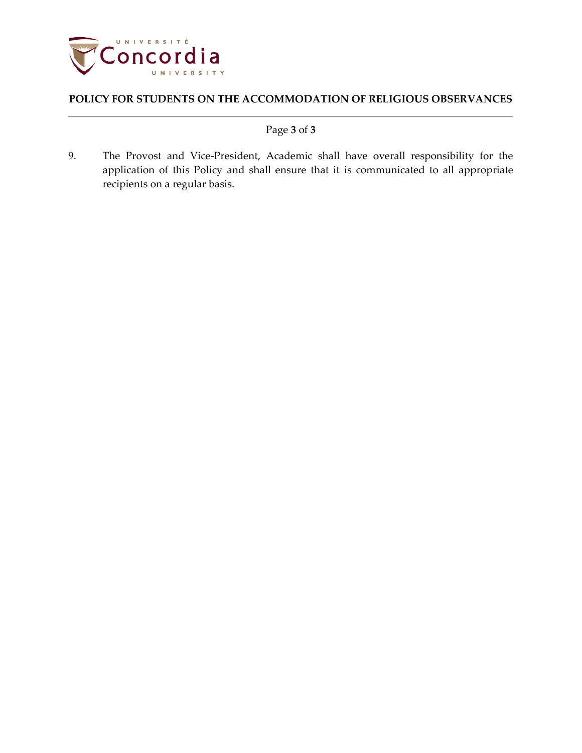9. The Provost and Vice-President, Academic shall have overall responsibility for the application of this Policy and shall ensure that it is communicated to all appropriate recipients on a regular basis.